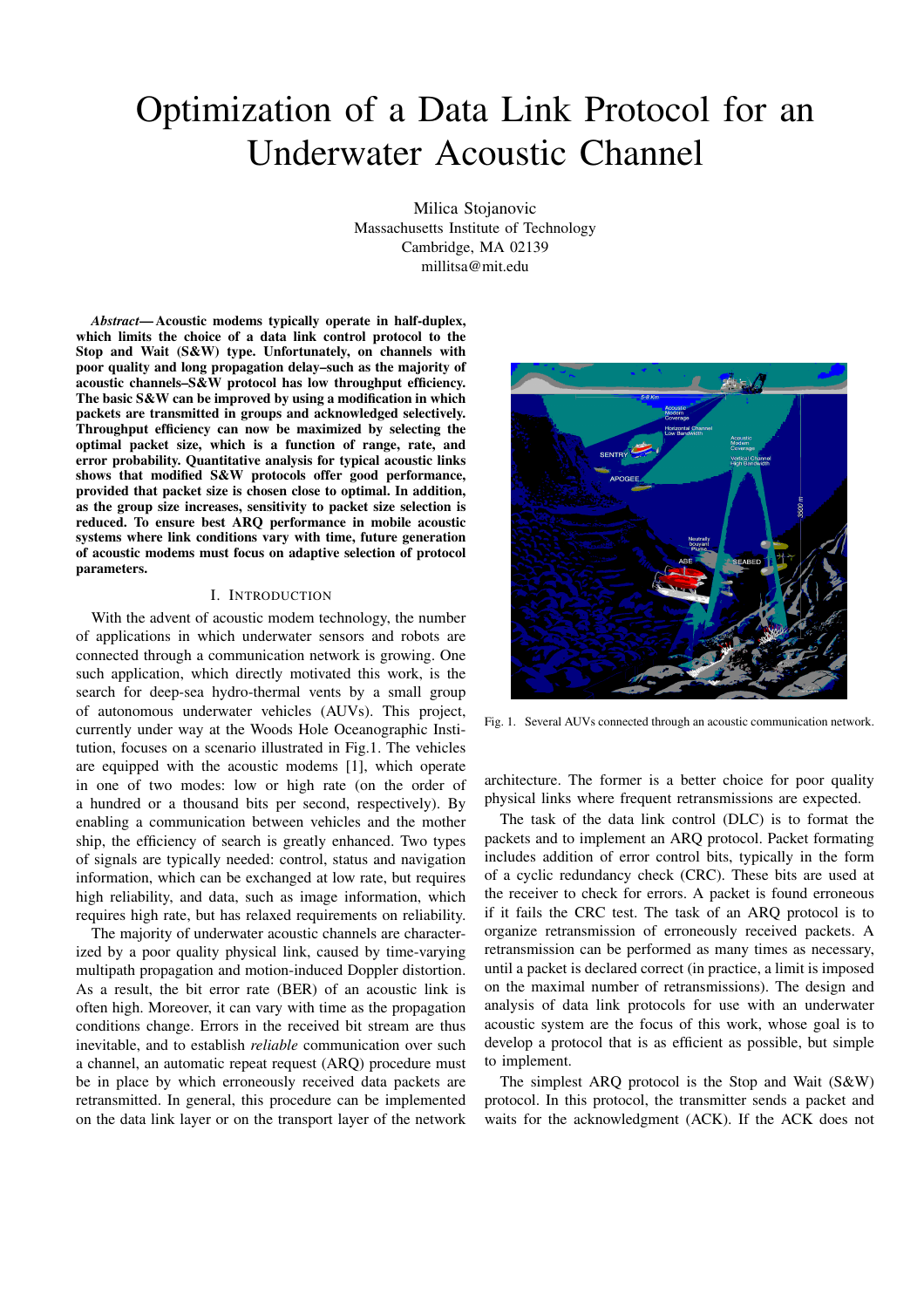# Optimization of a Data Link Protocol for an Underwater Acoustic Channel

Milica Stojanovic
Massachusetts Institute of Technology
Cambridge, MA 02139
millitsa@mit.edu

***Abstract*— Acoustic modems typically operate in half-duplex, which limits the choice of a data link control protocol to the Stop and Wait (S&W) type. Unfortunately, on channels with poor quality and long propagation delay–such as the majority of acoustic channels–S&W protocol has low throughput efficiency. The basic S&W can be improved by using a modification in which packets are transmitted in groups and acknowledged selectively. Throughput efficiency can now be maximized by selecting the optimal packet size, which is a function of range, rate, and error probability. Quantitative analysis for typical acoustic links shows that modified S&W protocols offer good performance, provided that packet size is chosen close to optimal. In addition, as the group size increases, sensitivity to packet size selection is reduced. To ensure best ARQ performance in mobile acoustic systems where link conditions vary with time, future generation of acoustic modems must focus on adaptive selection of protocol parameters.**

## I. Introduction

With the advent of acoustic modem technology, the number of applications in which underwater sensors and robots are connected through a communication network is growing. One such application, which directly motivated this work, is the search for deep-sea hydro-thermal vents by a small group of autonomous underwater vehicles (AUVs). This project, currently under way at the Woods Hole Oceanographic Institution, focuses on a scenario illustrated in Fig.1. The vehicles are equipped with the acoustic modems [1], which operate in one of two modes: low or high rate (on the order of a hundred or a thousand bits per second, respectively). By enabling a communication between vehicles and the mother ship, the efficiency of search is greatly enhanced. Two types of signals are typically needed: control, status and navigation information, which can be exchanged at low rate, but requires high reliability, and data, such as image information, which requires high rate, but has relaxed requirements on reliability.

The majority of underwater acoustic channels are characterized by a poor quality physical link, caused by time-varying multipath propagation and motion-induced Doppler distortion. As a result, the bit error rate (BER) of an acoustic link is often high. Moreover, it can vary with time as the propagation conditions change. Errors in the received bit stream are thus inevitable, and to establish *reliable* communication over such a channel, an automatic repeat request (ARQ) procedure must be in place by which erroneously received data packets are retransmitted. In general, this procedure can be implemented on the data link layer or on the transport layer of the network architecture. The former is a better choice for poor quality physical links where frequent retransmissions are expected.

Fig. 1. Several AUVs connected through an acoustic communication network.

The task of the data link control (DLC) is to format the packets and to implement an ARQ protocol. Packet formating includes addition of error control bits, typically in the form of a cyclic redundancy check (CRC). These bits are used at the receiver to check for errors. A packet is found erroneous if it fails the CRC test. The task of an ARQ protocol is to organize retransmission of erroneously received packets. A retransmission can be performed as many times as necessary, until a packet is declared correct (in practice, a limit is imposed on the maximal number of retransmissions). The design and analysis of data link protocols for use with an underwater acoustic system are the focus of this work, whose goal is to develop a protocol that is as efficient as possible, but simple to implement.

The simplest ARQ protocol is the Stop and Wait (S&W) protocol. In this protocol, the transmitter sends a packet and waits for the acknowledgment (ACK). If the ACK does not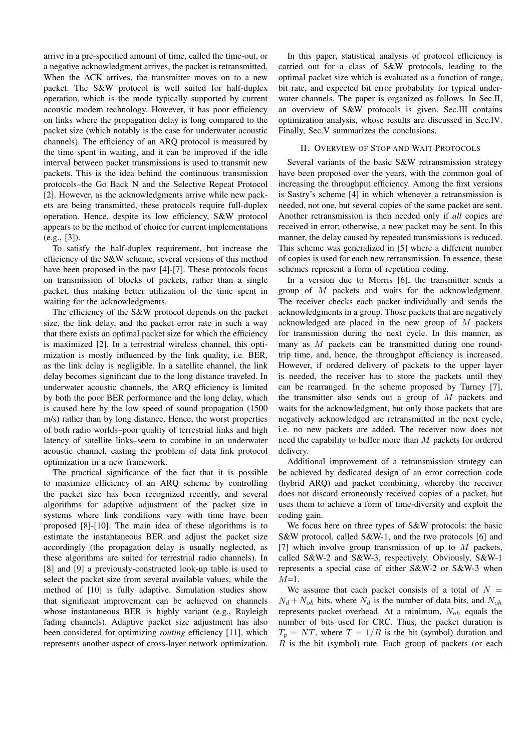arrive in a pre-specified amount of time, called the time-out, or a negative acknowledgment arrives, the packet is retransmitted. When the ACK arrives, the transmitter moves on to a new packet. The S&W protocol is well suited for half-duplex operation, which is the mode typically supported by current acoustic modem technology. However, it has poor efficiency on links where the propagation delay is long compared to the packet size (which notably is the case for underwater acoustic channels). The efficiency of an ARQ protocol is measured by the time spent in waiting, and it can be improved if the idle interval between packet transmissions is used to transmit new packets. This is the idea behind the continuous transmission protocols–the Go Back N and the Selective Repeat Protocol [2]. However, as the acknowledgments arrive while new packets are being transmitted, these protocols require full-duplex operation. Hence, despite its low efficiency, S&W protocol appears to be the method of choice for current implementations (e.g., [3]).

To satisfy the half-duplex requirement, but increase the efficiency of the S&W scheme, several versions of this method have been proposed in the past [4]-[7]. These protocols focus on transmission of blocks of packets, rather than a single packet, thus making better utilization of the time spent in waiting for the acknowledgments.

The efficiency of the S&W protocol depends on the packet size, the link delay, and the packet error rate in such a way that there exists an optimal packet size for which the efficiency is maximized [2]. In a terrestrial wireless channel, this optimization is mostly influenced by the link quality, i.e. BER, as the link delay is negligible. In a satellite channel, the link delay becomes significant due to the long distance traveled. In underwater acoustic channels, the ARQ efficiency is limited by both the poor BER performance and the long delay, which is caused here by the low speed of sound propagation (1500 m/s) rather than by long distance. Hence, the worst properties of both radio worlds–poor quality of terrestrial links and high latency of satellite links–seem to combine in an underwater acoustic channel, casting the problem of data link protocol optimization in a new framework.

The practical significance of the fact that it is possible to maximize efficiency of an ARQ scheme by controlling the packet size has been recognized recently, and several algorithms for adaptive adjustment of the packet size in systems where link conditions vary with time have been proposed [8]-[10]. The main idea of these algorithms is to estimate the instantaneous BER and adjust the packet size accordingly (the propagation delay is usually neglected, as these algorithms are suited for terrestrial radio channels). In [8] and [9] a previously-constructed look-up table is used to select the packet size from several available values, while the method of [10] is fully adaptive. Simulation studies show that significant improvement can be achieved on channels whose instantaneous BER is highly variant (e.g., Rayleigh fading channels). Adaptive packet size adjustment has also been considered for optimizing *routing* efficiency [11], which represents another aspect of cross-layer network optimization.

In this paper, statistical analysis of protocol efficiency is carried out for a class of S&W protocols, leading to the optimal packet size which is evaluated as a function of range, bit rate, and expected bit error probability for typical underwater channels. The paper is organized as follows. In Sec.II, an overview of S&W protocols is given. Sec.III contains optimization analysis, whose results are discussed in Sec.IV. Finally, Sec.V summarizes the conclusions.

## II. Overview of Stop and Wait Protocols

Several variants of the basic S&W retransmission strategy have been proposed over the years, with the common goal of increasing the throughput efficiency. Among the first versions is Sastry's scheme [4] in which whenever a retransmission is needed, not one, but several copies of the same packet are sent. Another retransmission is then needed only if *all* copies are received in error; otherwise, a new packet may be sent. In this manner, the delay caused by repeated transmissions is reduced. This scheme was generalized in [5] where a different number of copies is used for each new retransmission. In essence, these schemes represent a form of repetition coding.

In a version due to Morris [6], the transmitter sends a group of $M$ packets and waits for the acknowledgment. The receiver checks each packet individually and sends the acknowledgments in a group. Those packets that are negatively acknowledged are placed in the new group of $M$ packets for transmission during the next cycle. In this manner, as many as $M$ packets can be transmitted during one round-trip time, and, hence, the throughput efficiency is increased. However, if ordered delivery of packets to the upper layer is needed, the receiver has to store the packets until they can be rearranged. In the scheme proposed by Turney [7], the transmitter also sends out a group of $M$ packets and waits for the acknowledgment, but only those packets that are negatively acknowledged are retransmitted in the next cycle, i.e. no new packets are added. The receiver now does not need the capability to buffer more than $M$ packets for ordered delivery.

Additional improvement of a retransmission strategy can be achieved by dedicated design of an error correction code (hybrid ARQ) and packet combining, whereby the receiver does not discard erroneously received copies of a packet, but uses them to achieve a form of time-diversity and exploit the coding gain.

We focus here on three types of S&W protocols: the basic S&W protocol, called S&W-1, and the two protocols [6] and [7] which involve group transmission of up to $M$ packets, called S&W-2 and S&W-3, respectively. Obviously, S&W-1 represents a special case of either S&W-2 or S&W-3 when $M$=1.

We assume that each packet consists of a total of $N = N_d + N_{oh}$ bits, where $N_d$ is the number of data bits, and $N_{oh}$ represents packet overhead. At a minimum, $N_{oh}$ equals the number of bits used for CRC. Thus, the packet duration is $T_p = NT$, where $T = 1/R$ is the bit (symbol) duration and $R$ is the bit (symbol) rate. Each group of packets (or each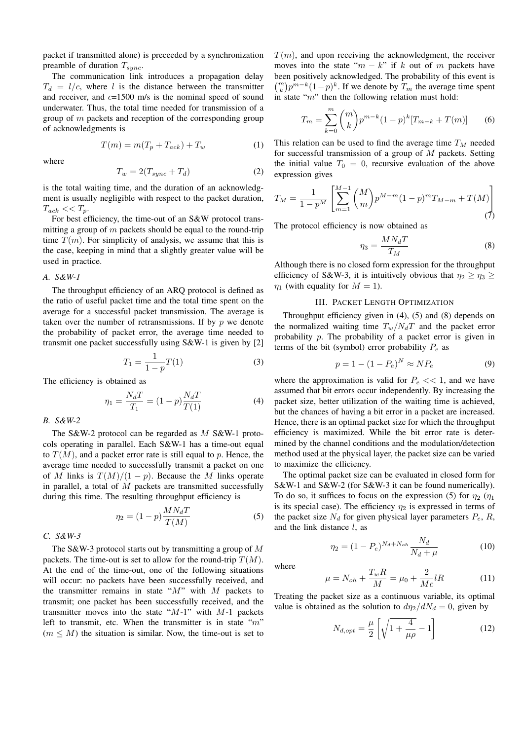packet if transmitted alone) is preceeded by a synchronization preamble of duration $T_{sync}$.

The communication link introduces a propagation delay $T_d = l/c$, where $l$ is the distance between the transmitter and receiver, and $c$=1500 m/s is the nominal speed of sound underwater. Thus, the total time needed for transmission of a group of $m$ packets and reception of the corresponding group of acknowledgments is

$$T(m) = m(T_p + T_{ack}) + T_w \tag{1}$$

where

$$T_w = 2(T_{sync} + T_d) \tag{2}$$

is the total waiting time, and the duration of an acknowledgment is usually negligible with respect to the packet duration, $T_{ack} << T_p$.

For best efficiency, the time-out of an S&W protocol transmitting a group of $m$ packets should be equal to the round-trip time $T(m)$. For simplicity of analysis, we assume that this is the case, keeping in mind that a slightly greater value will be used in practice.

### A. S&W-1

The throughput efficiency of an ARQ protocol is defined as the ratio of useful packet time and the total time spent on the average for a successful packet transmission. The average is taken over the number of retransmissions. If by $p$ we denote the probability of packet error, the average time needed to transmit one packet successfully using S&W-1 is given by [2]

$$T_1 = \frac{1}{1-p}T(1) \tag{3}$$

The efficiency is obtained as

$$\eta_1 = \frac{N_d T}{T_1} = (1-p)\frac{N_d T}{T(1)} \tag{4}$$

### B. S&W-2

The S&W-2 protocol can be regarded as $M$ S&W-1 protocols operating in parallel. Each S&W-1 has a time-out equal to $T(M)$, and a packet error rate is still equal to $p$. Hence, the average time needed to successfully transmit a packet on one of $M$ links is $T(M)/(1-p)$. Because the $M$ links operate in parallel, a total of $M$ packets are transmitted successfully during this time. The resulting throughput efficiency is

$$\eta_2 = (1-p)\frac{MN_d T}{T(M)} \tag{5}$$

### C. S&W-3

The S&W-3 protocol starts out by transmitting a group of $M$ packets. The time-out is set to allow for the round-trip $T(M)$. At the end of the time-out, one of the following situations will occur: no packets have been successfully received, and the transmitter remains in state "$M$" with $M$ packets to transmit; one packet has been successfully received, and the transmitter moves into the state "$M$-1" with $M$-1 packets left to transmit, etc. When the transmitter is in state "$m$" ($m \leq M$) the situation is similar. Now, the time-out is set to $T(m)$, and upon receiving the acknowledgment, the receiver moves into the state "$m-k$" if $k$ out of $m$ packets have been positively acknowledged. The probability of this event is $\binom{m}{k}p^{m-k}(1-p)^k$. If we denote by $T_m$ the average time spent in state "$m$" then the following relation must hold:

$$T_m = \sum_{k=0}^{m} \binom{m}{k} p^{m-k}(1-p)^k [T_{m-k} + T(m)] \tag{6}$$

This relation can be used to find the average time $T_M$ needed for successful transmission of a group of $M$ packets. Setting the initial value $T_0 = 0$, recursive evaluation of the above expression gives

$$T_M = \frac{1}{1-p^M}\left[\sum_{m=1}^{M-1} \binom{M}{m} p^{M-m}(1-p)^m T_{M-m} + T(M)\right] \tag{7}$$

The protocol efficiency is now obtained as

$$\eta_3 = \frac{MN_d T}{T_M} \tag{8}$$

Although there is no closed form expression for the throughput efficiency of S&W-3, it is intuitively obvious that $\eta_2 \geq \eta_3 \geq \eta_1$ (with equality for $M = 1$).

## III. Packet Length Optimization

Throughput efficiency given in (4), (5) and (8) depends on the normalized waiting time $T_w/N_d T$ and the packet error probability $p$. The probability of a packet error is given in terms of the bit (symbol) error probability $P_e$ as

$$p = 1 - (1-P_e)^N \approx NP_e \tag{9}$$

where the approximation is valid for $P_e << 1$, and we have assumed that bit errors occur independently. By increasing the packet size, better utilization of the waiting time is achieved, but the chances of having a bit error in a packet are increased. Hence, there is an optimal packet size for which the throughput efficiency is maximized. While the bit error rate is determined by the channel conditions and the modulation/detection method used at the physical layer, the packet size can be varied to maximize the efficiency.

The optimal packet size can be evaluated in closed form for S&W-1 and S&W-2 (for S&W-3 it can be found numerically). To do so, it suffices to focus on the expression (5) for $\eta_2$ ($\eta_1$ is its special case). The efficiency $\eta_2$ is expressed in terms of the packet size $N_d$ for given physical layer parameters $P_e$, $R$, and the link distance $l$, as

$$\eta_2 = (1-P_e)^{N_d+N_{oh}} \frac{N_d}{N_d + \mu} \tag{10}$$

where

$$\mu = N_{oh} + \frac{T_w R}{M} = \mu_0 + \frac{2}{Mc}lR \tag{11}$$

Treating the packet size as a continuous variable, its optimal value is obtained as the solution to $d\eta_2/dN_d = 0$, given by

$$N_{d,opt} = \frac{\mu}{2}\left[\sqrt{1 + \frac{4}{\mu\rho}} - 1\right] \tag{12}$$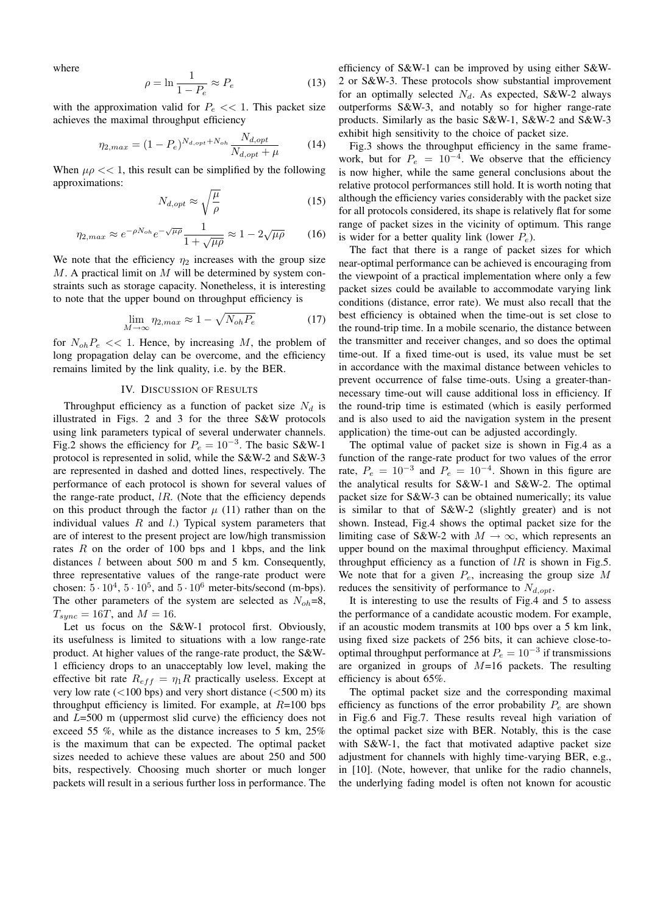where

$$\rho = \ln \frac{1}{1-P_e} \approx P_e \tag{13}$$

with the approximation valid for $P_e << 1$. This packet size achieves the maximal throughput efficiency

$$\eta_{2,max} = (1-P_e)^{N_{d,opt}+N_{oh}} \frac{N_{d,opt}}{N_{d,opt}+\mu} \tag{14}$$

When $\mu\rho << 1$, this result can be simplified by the following approximations:

$$N_{d,opt} \approx \sqrt{\frac{\mu}{\rho}} \tag{15}$$

$$\eta_{2,max} \approx e^{-\rho N_{oh}} e^{-\sqrt{\mu\rho}} \frac{1}{1+\sqrt{\mu\rho}} \approx 1 - 2\sqrt{\mu\rho} \tag{16}$$

We note that the efficiency $\eta_2$ increases with the group size $M$. A practical limit on $M$ will be determined by system constraints such as storage capacity. Nonetheless, it is interesting to note that the upper bound on throughput efficiency is

$$\lim_{M\to\infty} \eta_{2,max} \approx 1 - \sqrt{N_{oh} P_e} \tag{17}$$

for $N_{oh}P_e << 1$. Hence, by increasing $M$, the problem of long propagation delay can be overcome, and the efficiency remains limited by the link quality, i.e. by the BER.

## IV. Discussion of Results

Throughput efficiency as a function of packet size $N_d$ is illustrated in Figs. 2 and 3 for the three S&W protocols using link parameters typical of several underwater channels. Fig.2 shows the efficiency for $P_e = 10^{-3}$. The basic S&W-1 protocol is represented in solid, while the S&W-2 and S&W-3 are represented in dashed and dotted lines, respectively. The performance of each protocol is shown for several values of the range-rate product, $lR$. (Note that the efficiency depends on this product through the factor $\mu$ (11) rather than on the individual values $R$ and $l$.) Typical system parameters that are of interest to the present project are low/high transmission rates $R$ on the order of 100 bps and 1 kbps, and the link distances $l$ between about 500 m and 5 km. Consequently, three representative values of the range-rate product were chosen: $5 \cdot 10^4$, $5 \cdot 10^5$, and $5 \cdot 10^6$ meter-bits/second (m-bps). The other parameters of the system are selected as $N_{oh}$=8, $T_{sync} = 16T$, and $M = 16$.

Let us focus on the S&W-1 protocol first. Obviously, its usefulness is limited to situations with a low range-rate product. At higher values of the range-rate product, the S&W-1 efficiency drops to an unacceptably low level, making the effective bit rate $R_{eff} = \eta_1 R$ practically useless. Except at very low rate (<100 bps) and very short distance (<500 m) its throughput efficiency is limited. For example, at $R$=100 bps and $L$=500 m (uppermost slid curve) the efficiency does not exceed 55 %, while as the distance increases to 5 km, 25% is the maximum that can be expected. The optimal packet sizes needed to achieve these values are about 250 and 500 bits, respectively. Choosing much shorter or much longer packets will result in a serious further loss in performance. The efficiency of S&W-1 can be improved by using either S&W-2 or S&W-3. These protocols show substantial improvement for an optimally selected $N_d$. As expected, S&W-2 always outperforms S&W-3, and notably so for higher range-rate products. Similarly as the basic S&W-1, S&W-2 and S&W-3 exhibit high sensitivity to the choice of packet size.

Fig.3 shows the throughput efficiency in the same framework, but for $P_e = 10^{-4}$. We observe that the efficiency is now higher, while the same general conclusions about the relative protocol performances still hold. It is worth noting that although the efficiency varies considerably with the packet size for all protocols considered, its shape is relatively flat for some range of packet sizes in the vicinity of optimum. This range is wider for a better quality link (lower $P_e$).

The fact that there is a range of packet sizes for which near-optimal performance can be achieved is encouraging from the viewpoint of a practical implementation where only a few packet sizes could be available to accommodate varying link conditions (distance, error rate). We must also recall that the best efficiency is obtained when the time-out is set close to the round-trip time. In a mobile scenario, the distance between the transmitter and receiver changes, and so does the optimal time-out. If a fixed time-out is used, its value must be set in accordance with the maximal distance between vehicles to prevent occurrence of false time-outs. Using a greater-than-necessary time-out will cause additional loss in efficiency. If the round-trip time is estimated (which is easily performed and is also used to aid the navigation system in the present application) the time-out can be adjusted accordingly.

The optimal value of packet size is shown in Fig.4 as a function of the range-rate product for two values of the error rate, $P_e = 10^{-3}$ and $P_e = 10^{-4}$. Shown in this figure are the analytical results for S&W-1 and S&W-2. The optimal packet size for S&W-3 can be obtained numerically; its value is similar to that of S&W-2 (slightly greater) and is not shown. Instead, Fig.4 shows the optimal packet size for the limiting case of S&W-2 with $M \to \infty$, which represents an upper bound on the maximal throughput efficiency. Maximal throughput efficiency as a function of $lR$ is shown in Fig.5. We note that for a given $P_e$, increasing the group size $M$ reduces the sensitivity of performance to $N_{d,opt}$.

It is interesting to use the results of Fig.4 and 5 to assess the performance of a candidate acoustic modem. For example, if an acoustic modem transmits at 100 bps over a 5 km link, using fixed size packets of 256 bits, it can achieve close-to-optimal throughput performance at $P_e = 10^{-3}$ if transmissions are organized in groups of $M$=16 packets. The resulting efficiency is about 65%.

The optimal packet size and the corresponding maximal efficiency as functions of the error probability $P_e$ are shown in Fig.6 and Fig.7. These results reveal high variation of the optimal packet size with BER. Notably, this is the case with S&W-1, the fact that motivated adaptive packet size adjustment for channels with highly time-varying BER, e.g., in [10]. (Note, however, that unlike for the radio channels, the underlying fading model is often not known for acoustic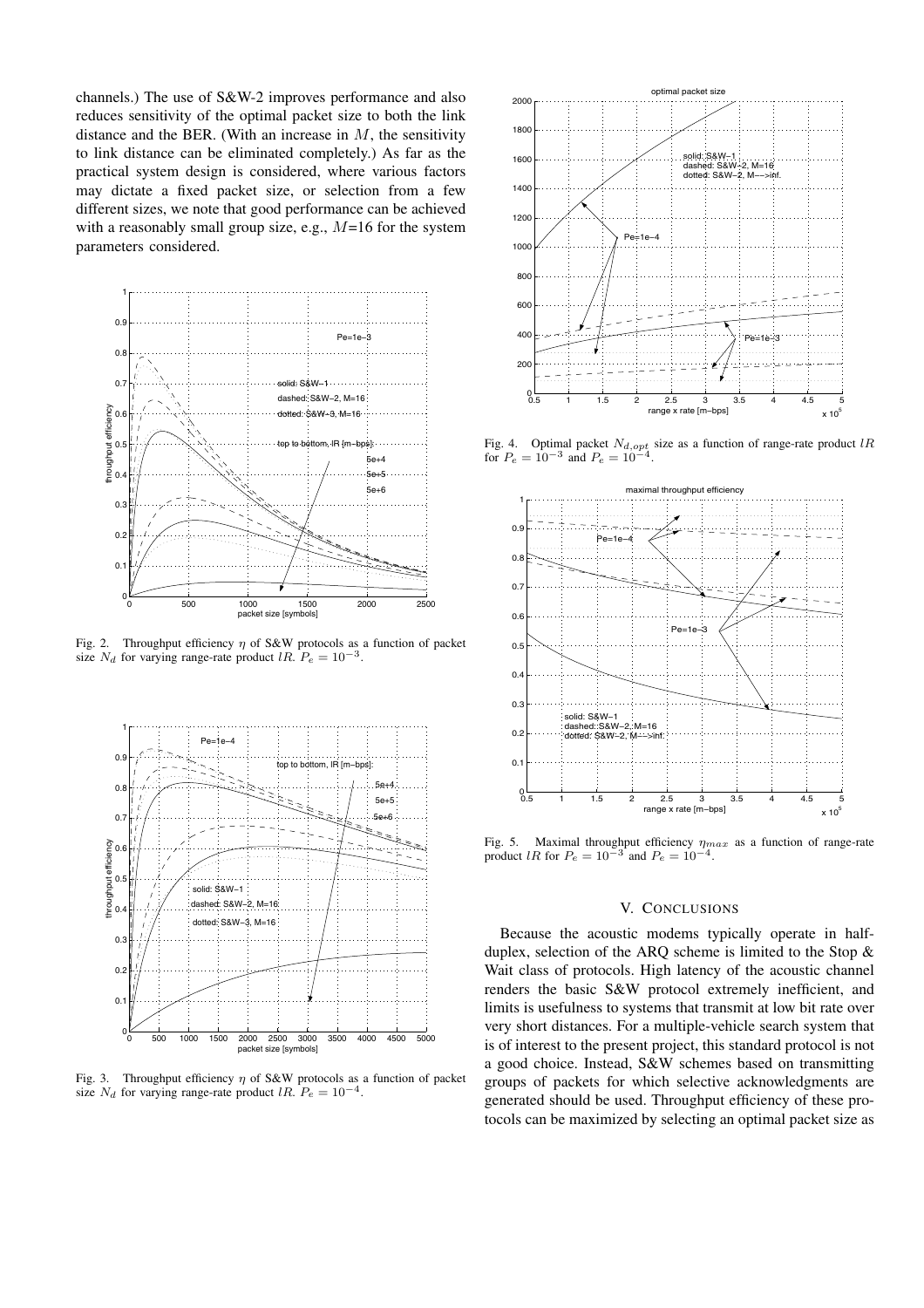channels.) The use of S&W-2 improves performance and also reduces sensitivity of the optimal packet size to both the link distance and the BER. (With an increase in $M$, the sensitivity to link distance can be eliminated completely.) As far as the practical system design is considered, where various factors may dictate a fixed packet size, or selection from a few different sizes, we note that good performance can be achieved with a reasonably small group size, e.g., $M$=16 for the system parameters considered.

Fig. 2. Throughput efficiency $\eta$ of S&W protocols as a function of packet size $N_d$ for varying range-rate product $lR$. $P_e = 10^{-3}$.

Fig. 3. Throughput efficiency $\eta$ of S&W protocols as a function of packet size $N_d$ for varying range-rate product $lR$. $P_e = 10^{-4}$.

Fig. 4. Optimal packet $N_{d,opt}$ size as a function of range-rate product $lR$ for $P_e = 10^{-3}$ and $P_e = 10^{-4}$.

Fig. 5. Maximal throughput efficiency $\eta_{max}$ as a function of range-rate product $lR$ for $P_e = 10^{-3}$ and $P_e = 10^{-4}$.

## V. CONCLUSIONS

Because the acoustic modems typically operate in half-duplex, selection of the ARQ scheme is limited to the Stop & Wait class of protocols. High latency of the acoustic channel renders the basic S&W protocol extremely inefficient, and limits is usefulness to systems that transmit at low bit rate over very short distances. For a multiple-vehicle search system that is of interest to the present project, this standard protocol is not a good choice. Instead, S&W schemes based on transmitting groups of packets for which selective acknowledgments are generated should be used. Throughput efficiency of these protocols can be maximized by selecting an optimal packet size as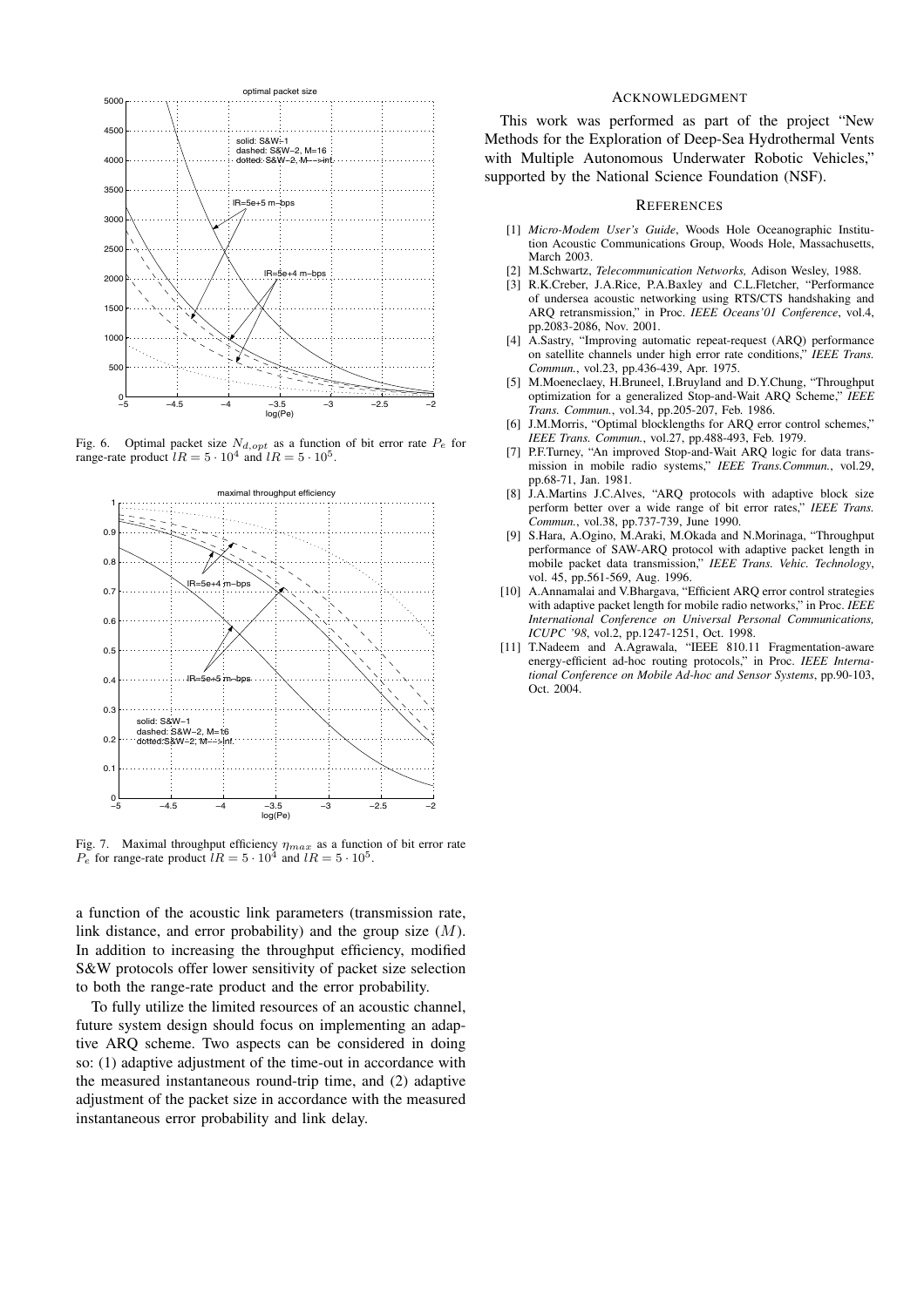optimal packet size

solid: S&W–1
dashed: S&W–2, M=16
dotted: S&W–2, M–>inf.

lR=5e+5 m–bps

lR=5e+4 m–bps

5000
4500
4000
3500
3000
2500
2000
1500
1000
500
0

–5 –4.5 –4 –3.5 –3 –2.5 –2
log(Pe)

Fig. 6. Optimal packet size $N_{d,opt}$ as a function of bit error rate $P_e$ for range-rate product $lR = 5 \cdot 10^4$ and $lR = 5 \cdot 10^5$.

maximal throughput efficiency

lR=5e+4 m–bps

lR=5e+5 m–bps

solid: S&W–1
dashed: S&W–2, M=16
dotted:S&W–2, M–>inf.

1
0.9
0.8
0.7
0.6
0.5
0.4
0.3
0.2
0.1
0

–5 –4.5 –4 –3.5 –3 –2.5 –2
log(Pe)

Fig. 7. Maximal throughput efficiency $\eta_{max}$ as a function of bit error rate $P_e$ for range-rate product $lR = 5 \cdot 10^4$ and $lR = 5 \cdot 10^5$.

a function of the acoustic link parameters (transmission rate, link distance, and error probability) and the group size ($M$). In addition to increasing the throughput efficiency, modified S&W protocols offer lower sensitivity of packet size selection to both the range-rate product and the error probability.

To fully utilize the limited resources of an acoustic channel, future system design should focus on implementing an adaptive ARQ scheme. Two aspects can be considered in doing so: (1) adaptive adjustment of the time-out in accordance with the measured instantaneous round-trip time, and (2) adaptive adjustment of the packet size in accordance with the measured instantaneous error probability and link delay.

## ACKNOWLEDGMENT

This work was performed as part of the project "New Methods for the Exploration of Deep-Sea Hydrothermal Vents with Multiple Autonomous Underwater Robotic Vehicles," supported by the National Science Foundation (NSF).

## REFERENCES

[1] *Micro-Modem User's Guide*, Woods Hole Oceanographic Institution Acoustic Communications Group, Woods Hole, Massachusetts, March 2003.

[2] M.Schwartz, *Telecommunication Networks,* Adison Wesley, 1988.

[3] R.K.Creber, J.A.Rice, P.A.Baxley and C.L.Fletcher, "Performance of undersea acoustic networking using RTS/CTS handshaking and ARQ retransmission," in Proc. *IEEE Oceans'01 Conference*, vol.4, pp.2083-2086, Nov. 2001.

[4] A.Sastry, "Improving automatic repeat-request (ARQ) performance on satellite channels under high error rate conditions," *IEEE Trans. Commun.*, vol.23, pp.436-439, Apr. 1975.

[5] M.Moeneclaey, H.Bruneel, I.Bruyland and D.Y.Chung, "Throughput optimization for a generalized Stop-and-Wait ARQ Scheme," *IEEE Trans. Commun.*, vol.34, pp.205-207, Feb. 1986.

[6] J.M.Morris, "Optimal blocklengths for ARQ error control schemes," *IEEE Trans. Commun.*, vol.27, pp.488-493, Feb. 1979.

[7] P.F.Turney, "An improved Stop-and-Wait ARQ logic for data transmission in mobile radio systems," *IEEE Trans.Commun.*, vol.29, pp.68-71, Jan. 1981.

[8] J.A.Martins J.C.Alves, "ARQ protocols with adaptive block size perform better over a wide range of bit error rates," *IEEE Trans. Commun.*, vol.38, pp.737-739, June 1990.

[9] S.Hara, A.Ogino, M.Araki, M.Okada and N.Morinaga, "Throughput performance of SAW-ARQ protocol with adaptive packet length in mobile packet data transmission," *IEEE Trans. Vehic. Technology*, vol. 45, pp.561-569, Aug. 1996.

[10] A.Annamalai and V.Bhargava, "Efficient ARQ error control strategies with adaptive packet length for mobile radio networks," in Proc. *IEEE International Conference on Universal Personal Communications, ICUPC '98*, vol.2, pp.1247-1251, Oct. 1998.

[11] T.Nadeem and A.Agrawala, "IEEE 810.11 Fragmentation-aware energy-efficient ad-hoc routing protocols," in Proc. *IEEE International Conference on Mobile Ad-hoc and Sensor Systems*, pp.90-103, Oct. 2004.